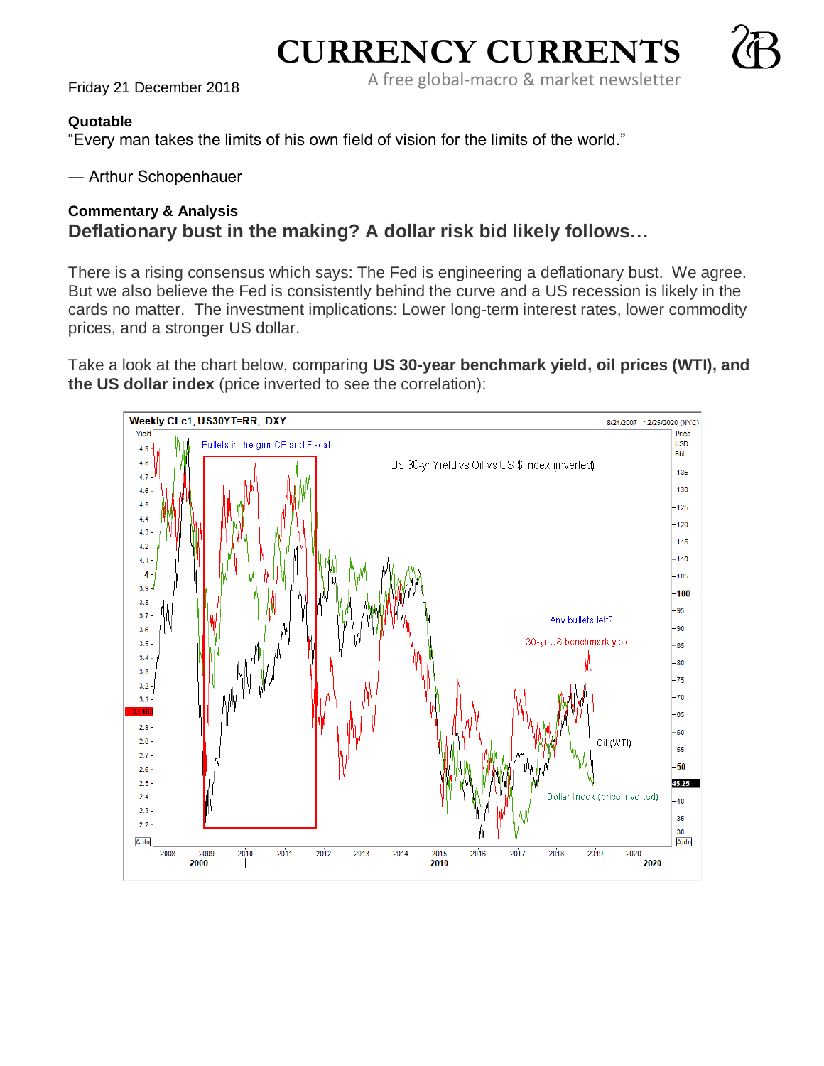# CURRENCY CURRENTS

A free global-macro & market newsletter

Friday 21 December 2018

**Quotable**

"Every man takes the limits of his own field of vision for the limits of the world."

— Arthur Schopenhauer

**Commentary & Analysis**

## Deflationary bust in the making? A dollar risk bid likely follows…

There is a rising consensus which says: The Fed is engineering a deflationary bust. We agree. But we also believe the Fed is consistently behind the curve and a US recession is likely in the cards no matter. The investment implications: Lower long-term interest rates, lower commodity prices, and a stronger US dollar.

Take a look at the chart below, comparing **US 30-year benchmark yield, oil prices (WTI), and the US dollar index** (price inverted to see the correlation):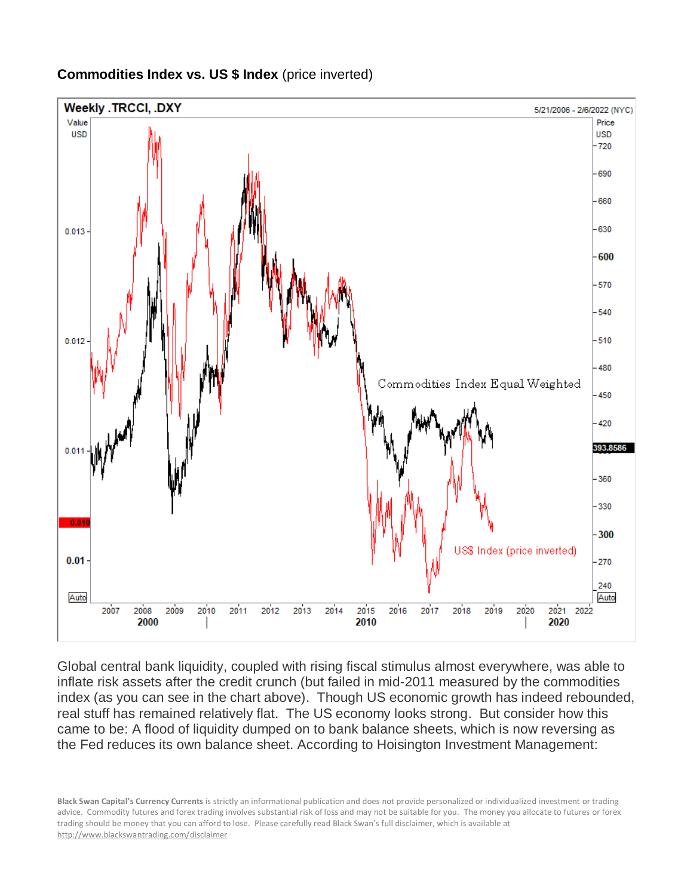**Commodities Index vs. US $ Index** (price inverted)

Global central bank liquidity, coupled with rising fiscal stimulus almost everywhere, was able to inflate risk assets after the credit crunch (but failed in mid-2011 measured by the commodities index (as you can see in the chart above). Though US economic growth has indeed rebounded, real stuff has remained relatively flat. The US economy looks strong. But consider how this came to be: A flood of liquidity dumped on to bank balance sheets, which is now reversing as the Fed reduces its own balance sheet. According to Hoisington Investment Management:

**Black Swan Capital's Currency Currents** is strictly an informational publication and does not provide personalized or individualized investment or trading advice. Commodity futures and forex trading involves substantial risk of loss and may not be suitable for you. The money you allocate to futures or forex trading should be money that you can afford to lose. Please carefully read Black Swan's full disclaimer, which is available at http://www.blackswantrading.com/disclaimer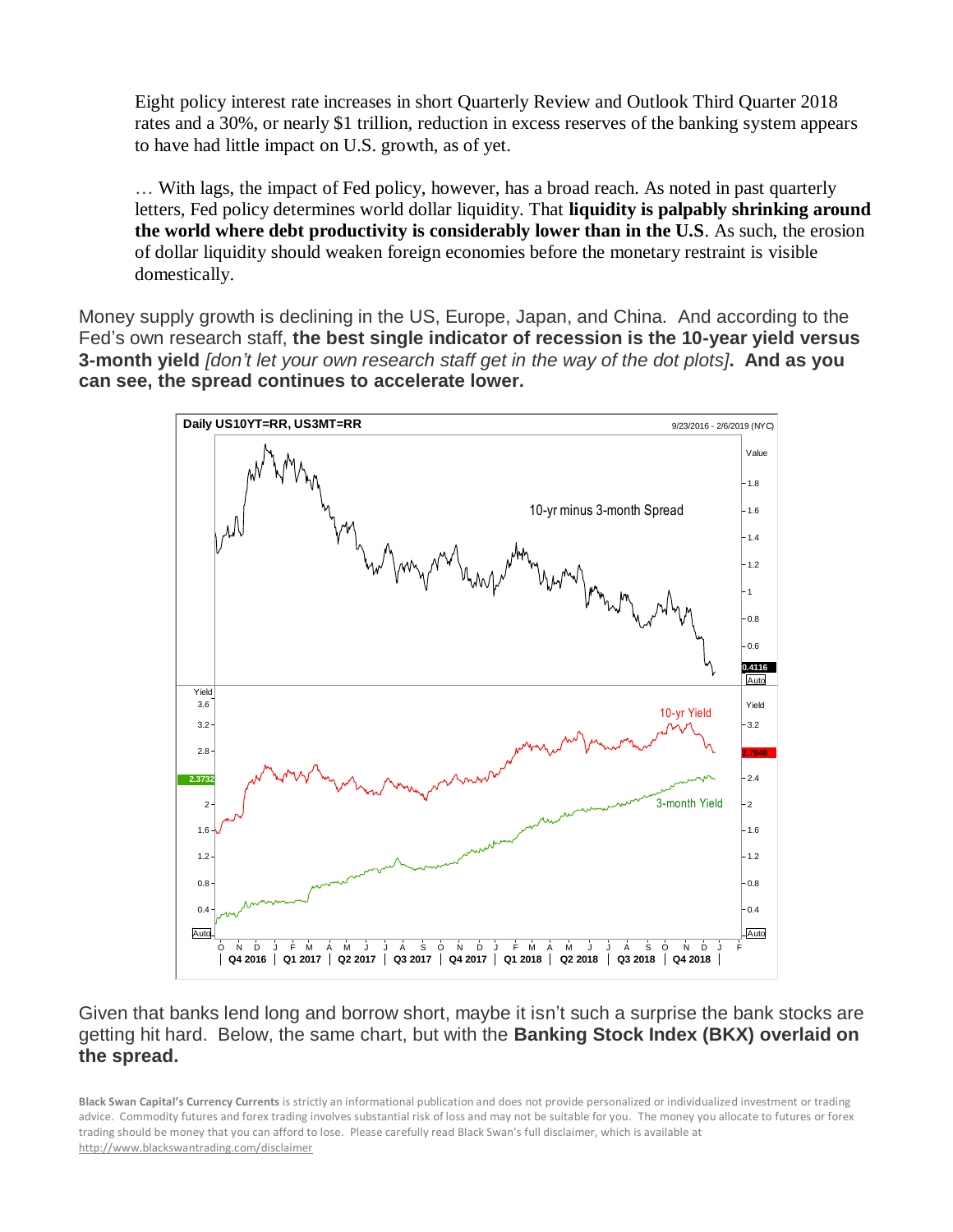Eight policy interest rate increases in short Quarterly Review and Outlook Third Quarter 2018 rates and a 30%, or nearly $1 trillion, reduction in excess reserves of the banking system appears to have had little impact on U.S. growth, as of yet.

… With lags, the impact of Fed policy, however, has a broad reach. As noted in past quarterly letters, Fed policy determines world dollar liquidity. That **liquidity is palpably shrinking around the world where debt productivity is considerably lower than in the U.S**. As such, the erosion of dollar liquidity should weaken foreign economies before the monetary restraint is visible domestically.

Money supply growth is declining in the US, Europe, Japan, and China. And according to the Fed's own research staff, **the best single indicator of recession is the 10-year yield versus 3-month yield** *[don't let your own research staff get in the way of the dot plots]*. **And as you can see, the spread continues to accelerate lower.**

Given that banks lend long and borrow short, maybe it isn't such a surprise the bank stocks are getting hit hard. Below, the same chart, but with the **Banking Stock Index (BKX) overlaid on the spread.**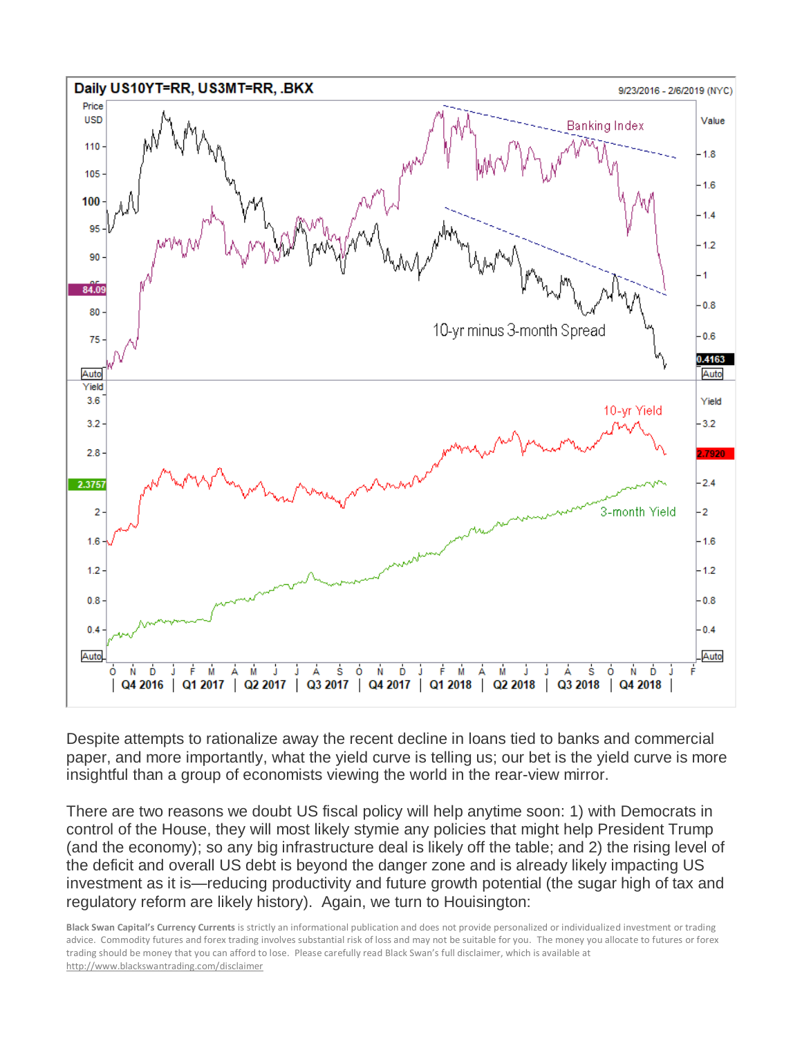Despite attempts to rationalize away the recent decline in loans tied to banks and commercial paper, and more importantly, what the yield curve is telling us; our bet is the yield curve is more insightful than a group of economists viewing the world in the rear-view mirror.

There are two reasons we doubt US fiscal policy will help anytime soon: 1) with Democrats in control of the House, they will most likely stymie any policies that might help President Trump (and the economy); so any big infrastructure deal is likely off the table; and 2) the rising level of the deficit and overall US debt is beyond the danger zone and is already likely impacting US investment as it is—reducing productivity and future growth potential (the sugar high of tax and regulatory reform are likely history). Again, we turn to Houisington:

**Black Swan Capital's Currency Currents** is strictly an informational publication and does not provide personalized or individualized investment or trading advice. Commodity futures and forex trading involves substantial risk of loss and may not be suitable for you. The money you allocate to futures or forex trading should be money that you can afford to lose. Please carefully read Black Swan's full disclaimer, which is available at http://www.blackswantrading.com/disclaimer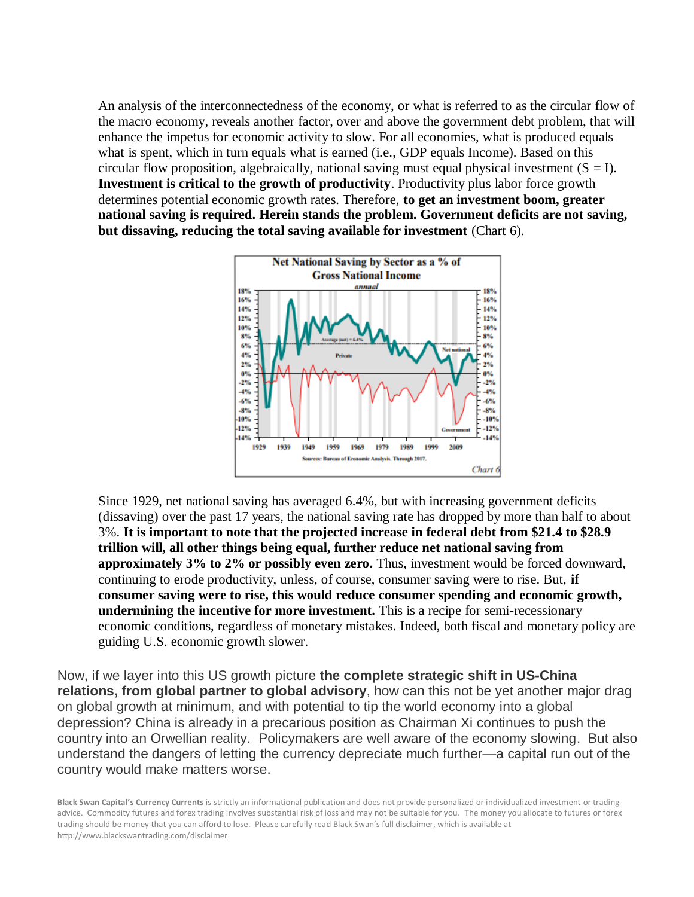An analysis of the interconnectedness of the economy, or what is referred to as the circular flow of the macro economy, reveals another factor, over and above the government debt problem, that will enhance the impetus for economic activity to slow. For all economies, what is produced equals what is spent, which in turn equals what is earned (i.e., GDP equals Income). Based on this circular flow proposition, algebraically, national saving must equal physical investment ($S = I$). **Investment is critical to the growth of productivity**. Productivity plus labor force growth determines potential economic growth rates. Therefore, **to get an investment boom, greater national saving is required. Herein stands the problem. Government deficits are not saving, but dissaving, reducing the total saving available for investment** (Chart 6).

Net National Saving by Sector as a % of Gross National Income

*annual*

Sources: Bureau of Economic Analysis. Through 2017.

*Chart 6*

Since 1929, net national saving has averaged 6.4%, but with increasing government deficits (dissaving) over the past 17 years, the national saving rate has dropped by more than half to about 3%. **It is important to note that the projected increase in federal debt from $21.4 to $28.9 trillion will, all other things being equal, further reduce net national saving from approximately 3% to 2% or possibly even zero.** Thus, investment would be forced downward, continuing to erode productivity, unless, of course, consumer saving were to rise. But, **if consumer saving were to rise, this would reduce consumer spending and economic growth, undermining the incentive for more investment.** This is a recipe for semi-recessionary economic conditions, regardless of monetary mistakes. Indeed, both fiscal and monetary policy are guiding U.S. economic growth slower.

Now, if we layer into this US growth picture **the complete strategic shift in US-China relations, from global partner to global advisory**, how can this not be yet another major drag on global growth at minimum, and with potential to tip the world economy into a global depression? China is already in a precarious position as Chairman Xi continues to push the country into an Orwellian reality. Policymakers are well aware of the economy slowing. But also understand the dangers of letting the currency depreciate much further—a capital run out of the country would make matters worse.

**Black Swan Capital's Currency Currents** is strictly an informational publication and does not provide personalized or individualized investment or trading advice. Commodity futures and forex trading involves substantial risk of loss and may not be suitable for you. The money you allocate to futures or forex trading should be money that you can afford to lose. Please carefully read Black Swan's full disclaimer, which is available at http://www.blackswantrading.com/disclaimer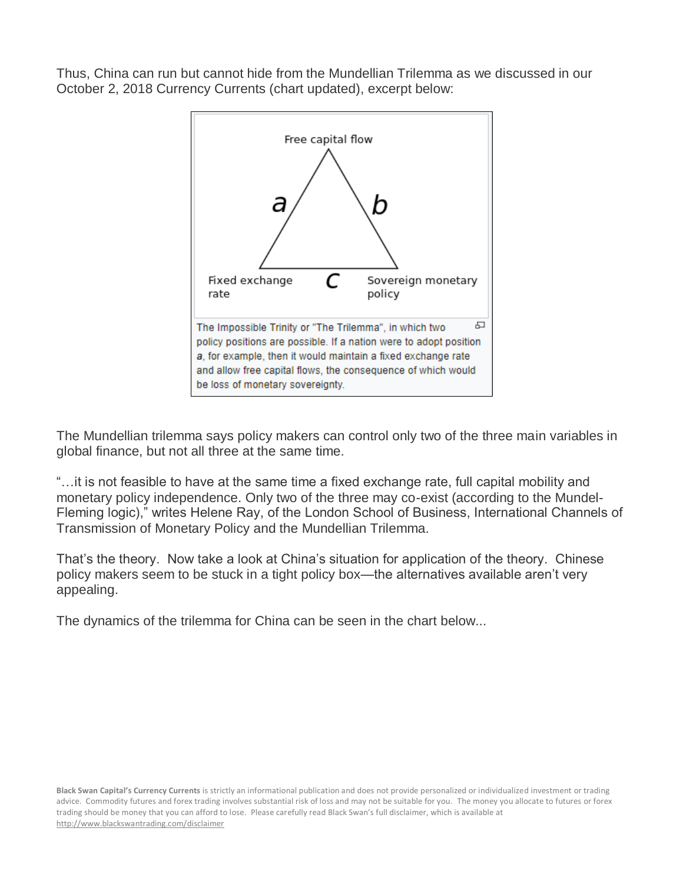Thus, China can run but cannot hide from the Mundellian Trilemma as we discussed in our October 2, 2018 Currency Currents (chart updated), excerpt below:

Free capital flow

a

b

Fixed exchange rate

c

Sovereign monetary policy

The Impossible Trinity or "The Trilemma", in which two policy positions are possible. If a nation were to adopt position *a*, for example, then it would maintain a fixed exchange rate and allow free capital flows, the consequence of which would be loss of monetary sovereignty.

The Mundellian trilemma says policy makers can control only two of the three main variables in global finance, but not all three at the same time.

"…it is not feasible to have at the same time a fixed exchange rate, full capital mobility and monetary policy independence. Only two of the three may co-exist (according to the Mundel-Fleming logic)," writes Helene Ray, of the London School of Business, International Channels of Transmission of Monetary Policy and the Mundellian Trilemma.

That's the theory. Now take a look at China's situation for application of the theory. Chinese policy makers seem to be stuck in a tight policy box—the alternatives available aren't very appealing.

The dynamics of the trilemma for China can be seen in the chart below...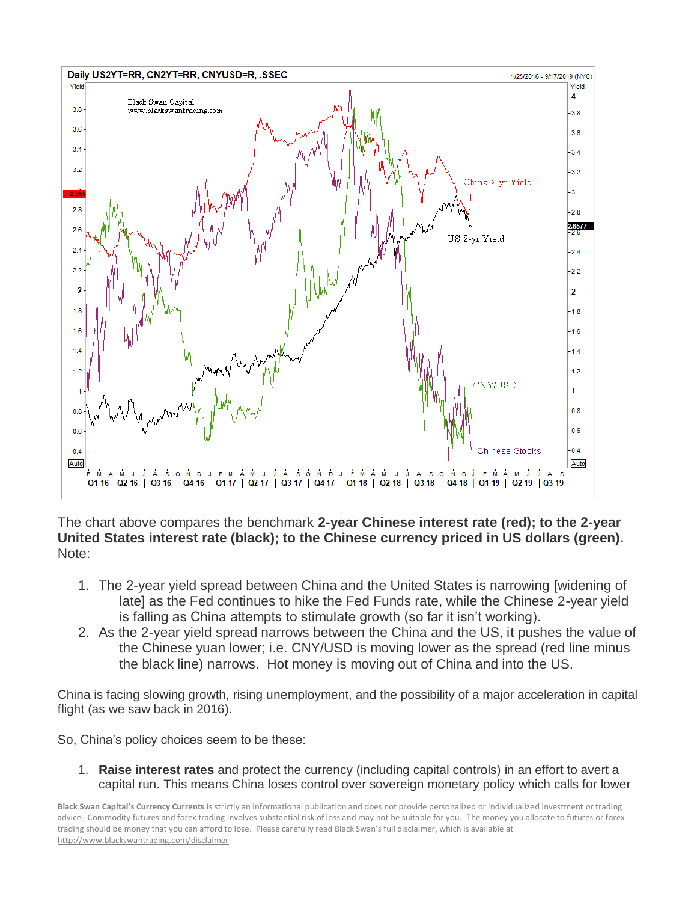The chart above compares the benchmark **2-year Chinese interest rate (red); to the 2-year United States interest rate (black); to the Chinese currency priced in US dollars (green).** Note:

1. The 2-year yield spread between China and the United States is narrowing [widening of late] as the Fed continues to hike the Fed Funds rate, while the Chinese 2-year yield is falling as China attempts to stimulate growth (so far it isn't working).
2. As the 2-year yield spread narrows between the China and the US, it pushes the value of the Chinese yuan lower; i.e. CNY/USD is moving lower as the spread (red line minus the black line) narrows. Hot money is moving out of China and into the US.

China is facing slowing growth, rising unemployment, and the possibility of a major acceleration in capital flight (as we saw back in 2016).

So, China's policy choices seem to be these:

1. **Raise interest rates** and protect the currency (including capital controls) in an effort to avert a capital run. This means China loses control over sovereign monetary policy which calls for lower

**Black Swan Capital's Currency Currents** is strictly an informational publication and does not provide personalized or individualized investment or trading advice. Commodity futures and forex trading involves substantial risk of loss and may not be suitable for you. The money you allocate to futures or forex trading should be money that you can afford to lose. Please carefully read Black Swan's full disclaimer, which is available at http://www.blackswantrading.com/disclaimer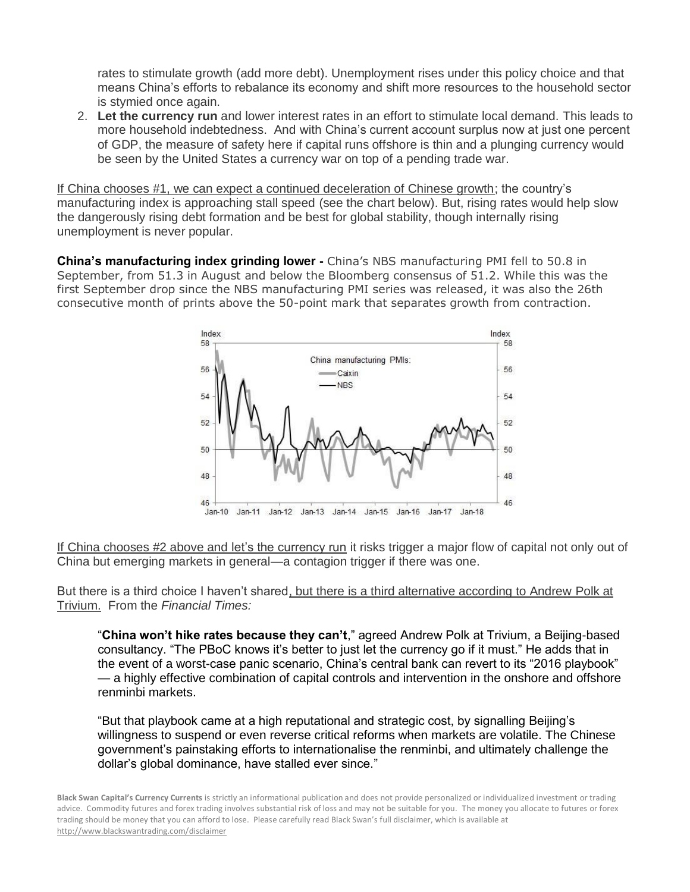rates to stimulate growth (add more debt). Unemployment rises under this policy choice and that means China's efforts to rebalance its economy and shift more resources to the household sector is stymied once again.

2. **Let the currency run** and lower interest rates in an effort to stimulate local demand. This leads to more household indebtedness. And with China's current account surplus now at just one percent of GDP, the measure of safety here if capital runs offshore is thin and a plunging currency would be seen by the United States a currency war on top of a pending trade war.

If China chooses #1, we can expect a continued deceleration of Chinese growth; the country's manufacturing index is approaching stall speed (see the chart below). But, rising rates would help slow the dangerously rising debt formation and be best for global stability, though internally rising unemployment is never popular.

**China's manufacturing index grinding lower -** China's NBS manufacturing PMI fell to 50.8 in September, from 51.3 in August and below the Bloomberg consensus of 51.2. While this was the first September drop since the NBS manufacturing PMI series was released, it was also the 26th consecutive month of prints above the 50-point mark that separates growth from contraction.

If China chooses #2 above and let's the currency run it risks trigger a major flow of capital not only out of China but emerging markets in general—a contagion trigger if there was one.

But there is a third choice I haven't shared, but there is a third alternative according to Andrew Polk at Trivium. From the *Financial Times:*

> "**China won't hike rates because they can't**," agreed Andrew Polk at Trivium, a Beijing-based consultancy. "The PBoC knows it's better to just let the currency go if it must." He adds that in the event of a worst-case panic scenario, China's central bank can revert to its "2016 playbook" — a highly effective combination of capital controls and intervention in the onshore and offshore renminbi markets.
>
> "But that playbook came at a high reputational and strategic cost, by signalling Beijing's willingness to suspend or even reverse critical reforms when markets are volatile. The Chinese government's painstaking efforts to internationalise the renminbi, and ultimately challenge the dollar's global dominance, have stalled ever since."

**Black Swan Capital's Currency Currents** is strictly an informational publication and does not provide personalized or individualized investment or trading advice. Commodity futures and forex trading involves substantial risk of loss and may not be suitable for you. The money you allocate to futures or forex trading should be money that you can afford to lose. Please carefully read Black Swan's full disclaimer, which is available at http://www.blackswantrading.com/disclaimer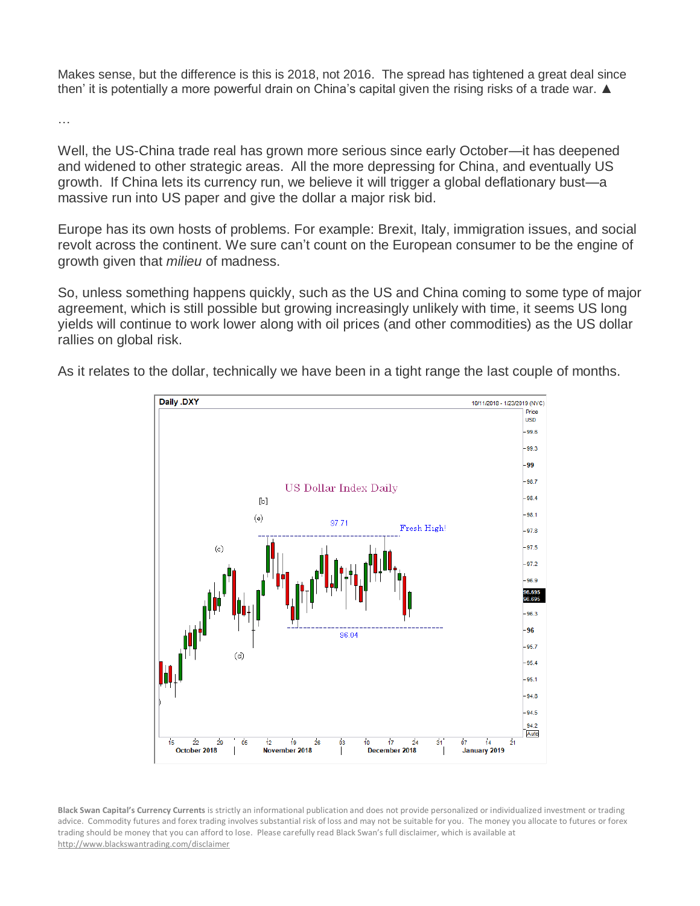Makes sense, but the difference is this is 2018, not 2016. The spread has tightened a great deal since then' it is potentially a more powerful drain on China's capital given the rising risks of a trade war. ▲

…

Well, the US-China trade real has grown more serious since early October—it has deepened and widened to other strategic areas. All the more depressing for China, and eventually US growth. If China lets its currency run, we believe it will trigger a global deflationary bust—a massive run into US paper and give the dollar a major risk bid.

Europe has its own hosts of problems. For example: Brexit, Italy, immigration issues, and social revolt across the continent. We sure can't count on the European consumer to be the engine of growth given that *milieu* of madness.

So, unless something happens quickly, such as the US and China coming to some type of major agreement, which is still possible but growing increasingly unlikely with time, it seems US long yields will continue to work lower along with oil prices (and other commodities) as the US dollar rallies on global risk.

As it relates to the dollar, technically we have been in a tight range the last couple of months.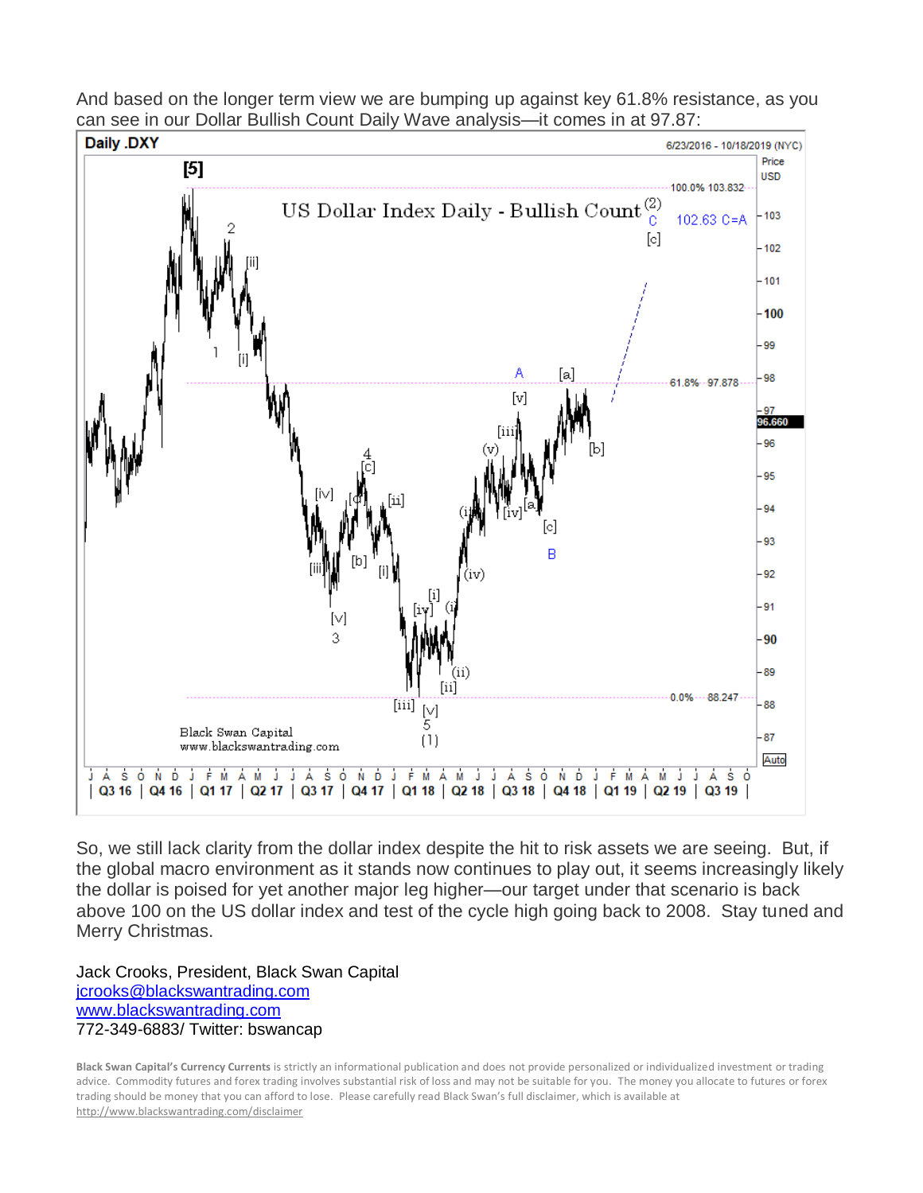And based on the longer term view we are bumping up against key 61.8% resistance, as you can see in our Dollar Bullish Count Daily Wave analysis—it comes in at 97.87:

Daily .DXY

6/23/2016 - 10/18/2019 (NYC)

US Dollar Index Daily - Bullish Count

100.0% 103.832

102.63 C=A

61.8% 97.878

0.0% 88.247

96.660

Black Swan Capital
www.blackswantrading.com

Q3 16 | Q4 16 | Q1 17 | Q2 17 | Q3 17 | Q4 17 | Q1 18 | Q2 18 | Q3 18 | Q4 18 | Q1 19 | Q2 19 | Q3 19

So, we still lack clarity from the dollar index despite the hit to risk assets we are seeing. But, if the global macro environment as it stands now continues to play out, it seems increasingly likely the dollar is poised for yet another major leg higher—our target under that scenario is back above 100 on the US dollar index and test of the cycle high going back to 2008. Stay tuned and Merry Christmas.

Jack Crooks, President, Black Swan Capital
jcrooks@blackswantrading.com
www.blackswantrading.com
772-349-6883/ Twitter: bswancap

**Black Swan Capital's Currency Currents** is strictly an informational publication and does not provide personalized or individualized investment or trading advice. Commodity futures and forex trading involves substantial risk of loss and may not be suitable for you. The money you allocate to futures or forex trading should be money that you can afford to lose. Please carefully read Black Swan's full disclaimer, which is available at http://www.blackswantrading.com/disclaimer